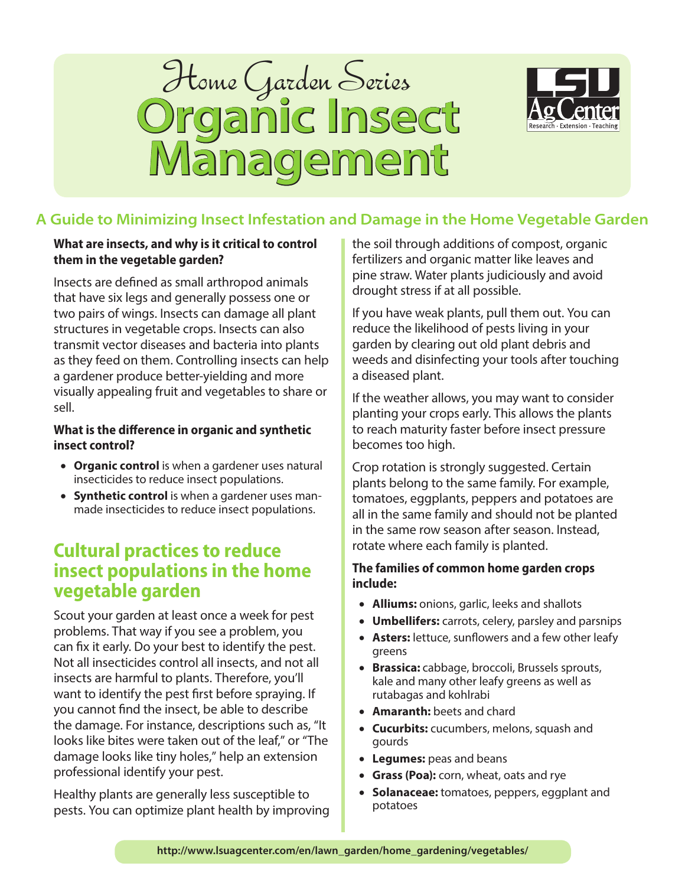Home Garden Series

# Organic Insect Management

## A Guide to Minimizing Insect Infestation and Damage in the Home Vegetable Garden

**What are insects, and why is it critical to control them in the vegetable garden?**

Insects are defined as small arthropod animals that have six legs and generally possess one or two pairs of wings. Insects can damage all plant structures in vegetable crops. Insects can also transmit vector diseases and bacteria into plants as they feed on them. Controlling insects can help a gardener produce better-yielding and more visually appealing fruit and vegetables to share or sell.

**What is the difference in organic and synthetic insect control?**

- **Organic control** is when a gardener uses natural insecticides to reduce insect populations.
- **Synthetic control** is when a gardener uses man-made insecticides to reduce insect populations.

## Cultural practices to reduce insect populations in the home vegetable garden

Scout your garden at least once a week for pest problems. That way if you see a problem, you can fix it early. Do your best to identify the pest. Not all insecticides control all insects, and not all insects are harmful to plants. Therefore, you'll want to identify the pest first before spraying. If you cannot find the insect, be able to describe the damage. For instance, descriptions such as, "It looks like bites were taken out of the leaf," or "The damage looks like tiny holes," help an extension professional identify your pest.

Healthy plants are generally less susceptible to pests. You can optimize plant health by improving the soil through additions of compost, organic fertilizers and organic matter like leaves and pine straw. Water plants judiciously and avoid drought stress if at all possible.

If you have weak plants, pull them out. You can reduce the likelihood of pests living in your garden by clearing out old plant debris and weeds and disinfecting your tools after touching a diseased plant.

If the weather allows, you may want to consider planting your crops early. This allows the plants to reach maturity faster before insect pressure becomes too high.

Crop rotation is strongly suggested. Certain plants belong to the same family. For example, tomatoes, eggplants, peppers and potatoes are all in the same family and should not be planted in the same row season after season. Instead, rotate where each family is planted.

**The families of common home garden crops include:**

- **Alliums:** onions, garlic, leeks and shallots
- **Umbellifers:** carrots, celery, parsley and parsnips
- **Asters:** lettuce, sunflowers and a few other leafy greens
- **Brassica:** cabbage, broccoli, Brussels sprouts, kale and many other leafy greens as well as rutabagas and kohlrabi
- **Amaranth:** beets and chard
- **Cucurbits:** cucumbers, melons, squash and gourds
- **Legumes:** peas and beans
- **Grass (Poa):** corn, wheat, oats and rye
- **Solanaceae:** tomatoes, peppers, eggplant and potatoes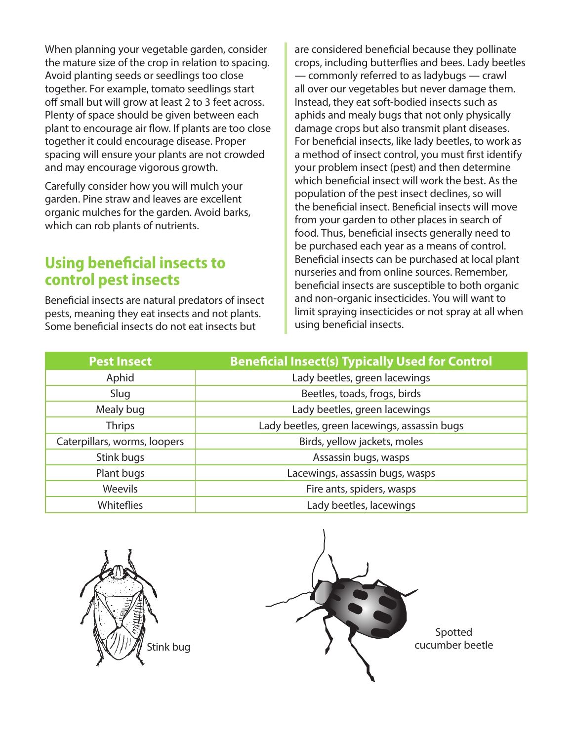When planning your vegetable garden, consider the mature size of the crop in relation to spacing. Avoid planting seeds or seedlings too close together. For example, tomato seedlings start off small but will grow at least 2 to 3 feet across. Plenty of space should be given between each plant to encourage air flow. If plants are too close together it could encourage disease. Proper spacing will ensure your plants are not crowded and may encourage vigorous growth.

Carefully consider how you will mulch your garden. Pine straw and leaves are excellent organic mulches for the garden. Avoid barks, which can rob plants of nutrients.

## Using beneficial insects to control pest insects

Beneficial insects are natural predators of insect pests, meaning they eat insects and not plants. Some beneficial insects do not eat insects but are considered beneficial because they pollinate crops, including butterflies and bees. Lady beetles — commonly referred to as ladybugs — crawl all over our vegetables but never damage them. Instead, they eat soft-bodied insects such as aphids and mealy bugs that not only physically damage crops but also transmit plant diseases. For beneficial insects, like lady beetles, to work as a method of insect control, you must first identify your problem insect (pest) and then determine which beneficial insect will work the best. As the population of the pest insect declines, so will the beneficial insect. Beneficial insects will move from your garden to other places in search of food. Thus, beneficial insects generally need to be purchased each year as a means of control. Beneficial insects can be purchased at local plant nurseries and from online sources. Remember, beneficial insects are susceptible to both organic and non-organic insecticides. You will want to limit spraying insecticides or not spray at all when using beneficial insects.

| Pest Insect | Beneficial Insect(s) Typically Used for Control |
|---|---|
| Aphid | Lady beetles, green lacewings |
| Slug | Beetles, toads, frogs, birds |
| Mealy bug | Lady beetles, green lacewings |
| Thrips | Lady beetles, green lacewings, assassin bugs |
| Caterpillars, worms, loopers | Birds, yellow jackets, moles |
| Stink bugs | Assassin bugs, wasps |
| Plant bugs | Lacewings, assassin bugs, wasps |
| Weevils | Fire ants, spiders, wasps |
| Whiteflies | Lady beetles, lacewings |

Stink bug

Spotted cucumber beetle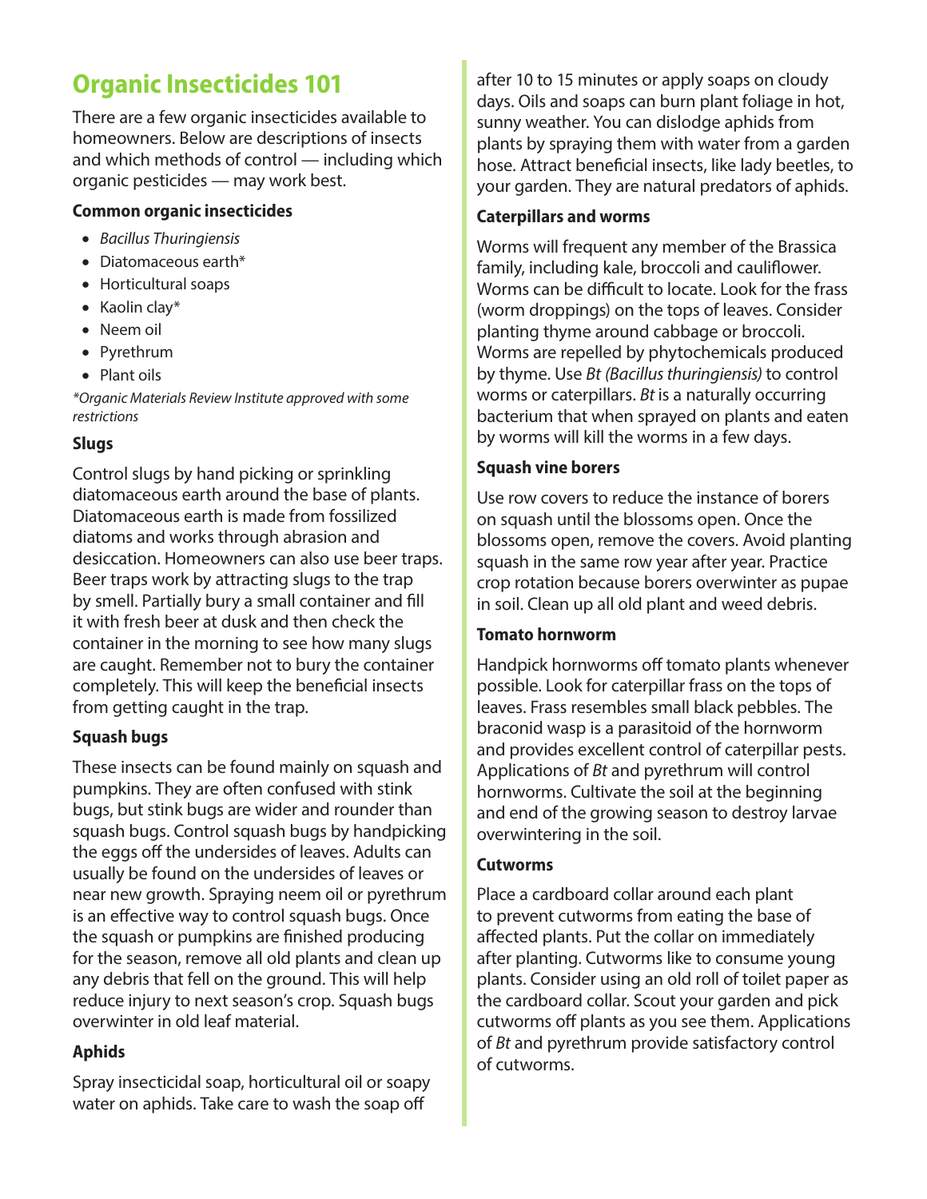# Organic Insecticides 101

There are a few organic insecticides available to homeowners. Below are descriptions of insects and which methods of control — including which organic pesticides — may work best.

**Common organic insecticides**

- *Bacillus Thuringiensis*
- Diatomaceous earth*
- Horticultural soaps
- Kaolin clay*
- Neem oil
- Pyrethrum
- Plant oils

*\*Organic Materials Review Institute approved with some restrictions*

**Slugs**

Control slugs by hand picking or sprinkling diatomaceous earth around the base of plants. Diatomaceous earth is made from fossilized diatoms and works through abrasion and desiccation. Homeowners can also use beer traps. Beer traps work by attracting slugs to the trap by smell. Partially bury a small container and fill it with fresh beer at dusk and then check the container in the morning to see how many slugs are caught. Remember not to bury the container completely. This will keep the beneficial insects from getting caught in the trap.

**Squash bugs**

These insects can be found mainly on squash and pumpkins. They are often confused with stink bugs, but stink bugs are wider and rounder than squash bugs. Control squash bugs by handpicking the eggs off the undersides of leaves. Adults can usually be found on the undersides of leaves or near new growth. Spraying neem oil or pyrethrum is an effective way to control squash bugs. Once the squash or pumpkins are finished producing for the season, remove all old plants and clean up any debris that fell on the ground. This will help reduce injury to next season's crop. Squash bugs overwinter in old leaf material.

**Aphids**

Spray insecticidal soap, horticultural oil or soapy water on aphids. Take care to wash the soap off after 10 to 15 minutes or apply soaps on cloudy days. Oils and soaps can burn plant foliage in hot, sunny weather. You can dislodge aphids from plants by spraying them with water from a garden hose. Attract beneficial insects, like lady beetles, to your garden. They are natural predators of aphids.

**Caterpillars and worms**

Worms will frequent any member of the Brassica family, including kale, broccoli and cauliflower. Worms can be difficult to locate. Look for the frass (worm droppings) on the tops of leaves. Consider planting thyme around cabbage or broccoli. Worms are repelled by phytochemicals produced by thyme. Use *Bt (Bacillus thuringiensis)* to control worms or caterpillars. *Bt* is a naturally occurring bacterium that when sprayed on plants and eaten by worms will kill the worms in a few days.

**Squash vine borers**

Use row covers to reduce the instance of borers on squash until the blossoms open. Once the blossoms open, remove the covers. Avoid planting squash in the same row year after year. Practice crop rotation because borers overwinter as pupae in soil. Clean up all old plant and weed debris.

**Tomato hornworm**

Handpick hornworms off tomato plants whenever possible. Look for caterpillar frass on the tops of leaves. Frass resembles small black pebbles. The braconid wasp is a parasitoid of the hornworm and provides excellent control of caterpillar pests. Applications of *Bt* and pyrethrum will control hornworms. Cultivate the soil at the beginning and end of the growing season to destroy larvae overwintering in the soil.

**Cutworms**

Place a cardboard collar around each plant to prevent cutworms from eating the base of affected plants. Put the collar on immediately after planting. Cutworms like to consume young plants. Consider using an old roll of toilet paper as the cardboard collar. Scout your garden and pick cutworms off plants as you see them. Applications of *Bt* and pyrethrum provide satisfactory control of cutworms.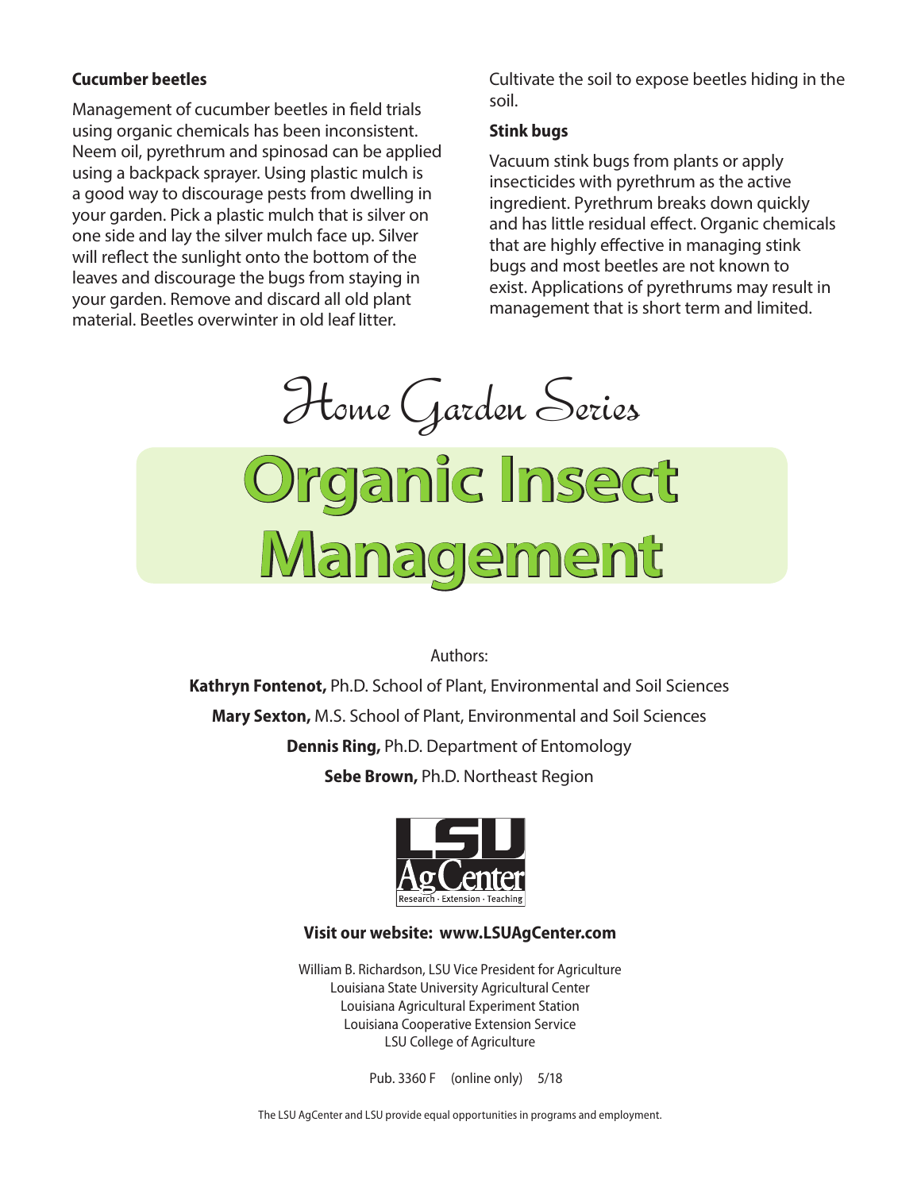**Cucumber beetles**

Management of cucumber beetles in field trials using organic chemicals has been inconsistent. Neem oil, pyrethrum and spinosad can be applied using a backpack sprayer. Using plastic mulch is a good way to discourage pests from dwelling in your garden. Pick a plastic mulch that is silver on one side and lay the silver mulch face up. Silver will reflect the sunlight onto the bottom of the leaves and discourage the bugs from staying in your garden. Remove and discard all old plant material. Beetles overwinter in old leaf litter. Cultivate the soil to expose beetles hiding in the soil.

**Stink bugs**

Vacuum stink bugs from plants or apply insecticides with pyrethrum as the active ingredient. Pyrethrum breaks down quickly and has little residual effect. Organic chemicals that are highly effective in managing stink bugs and most beetles are not known to exist. Applications of pyrethrums may result in management that is short term and limited.

Home Garden Series

# Organic Insect Management

Authors:

**Kathryn Fontenot,** Ph.D. School of Plant, Environmental and Soil Sciences

**Mary Sexton,** M.S. School of Plant, Environmental and Soil Sciences

**Dennis Ring,** Ph.D. Department of Entomology

**Sebe Brown,** Ph.D. Northeast Region

LSU AgCenter
Research · Extension · Teaching

**Visit our website: www.LSUAgCenter.com**

William B. Richardson, LSU Vice President for Agriculture
Louisiana State University Agricultural Center
Louisiana Agricultural Experiment Station
Louisiana Cooperative Extension Service
LSU College of Agriculture

Pub. 3360 F (online only) 5/18

The LSU AgCenter and LSU provide equal opportunities in programs and employment.